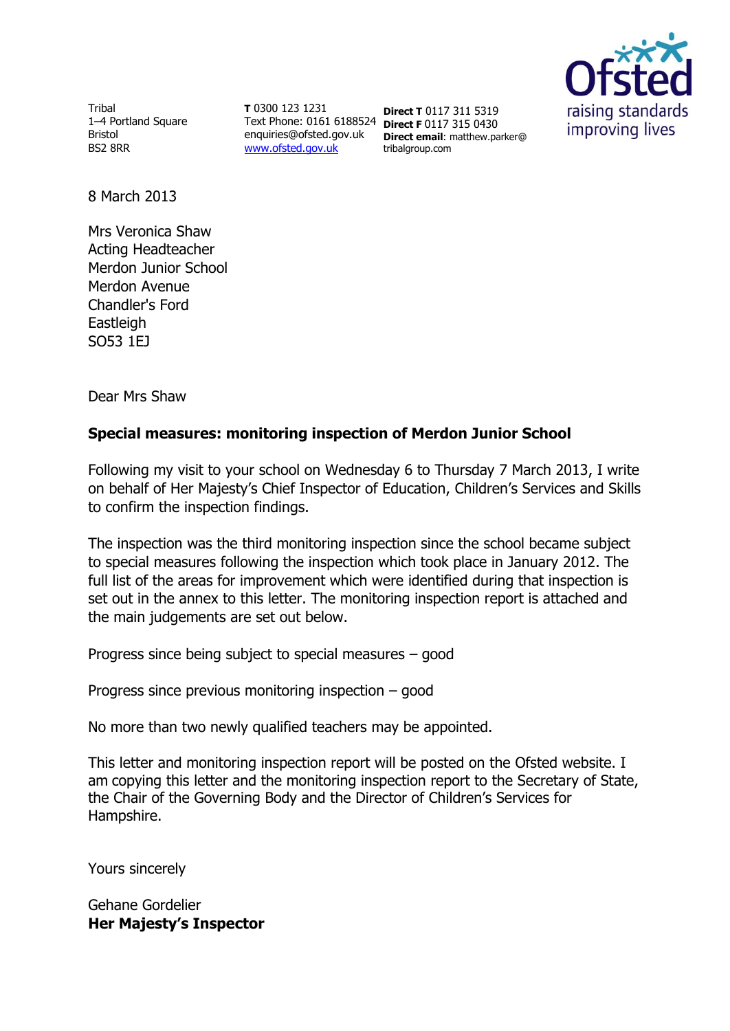Tribal
1–4 Portland Square
Bristol
BS2 8RR

**T** 0300 123 1231
Text Phone: 0161 6188524
enquiries@ofsted.gov.uk
www.ofsted.gov.uk

**Direct T** 0117 311 5319
**Direct F** 0117 315 0430
**Direct email**: matthew.parker@tribalgroup.com

8 March 2013

Mrs Veronica Shaw
Acting Headteacher
Merdon Junior School
Merdon Avenue
Chandler's Ford
Eastleigh
SO53 1EJ

Dear Mrs Shaw

**Special measures: monitoring inspection of Merdon Junior School**

Following my visit to your school on Wednesday 6 to Thursday 7 March 2013, I write on behalf of Her Majesty's Chief Inspector of Education, Children's Services and Skills to confirm the inspection findings.

The inspection was the third monitoring inspection since the school became subject to special measures following the inspection which took place in January 2012. The full list of the areas for improvement which were identified during that inspection is set out in the annex to this letter. The monitoring inspection report is attached and the main judgements are set out below.

Progress since being subject to special measures – good

Progress since previous monitoring inspection – good

No more than two newly qualified teachers may be appointed.

This letter and monitoring inspection report will be posted on the Ofsted website. I am copying this letter and the monitoring inspection report to the Secretary of State, the Chair of the Governing Body and the Director of Children's Services for Hampshire.

Yours sincerely

Gehane Gordelier
**Her Majesty's Inspector**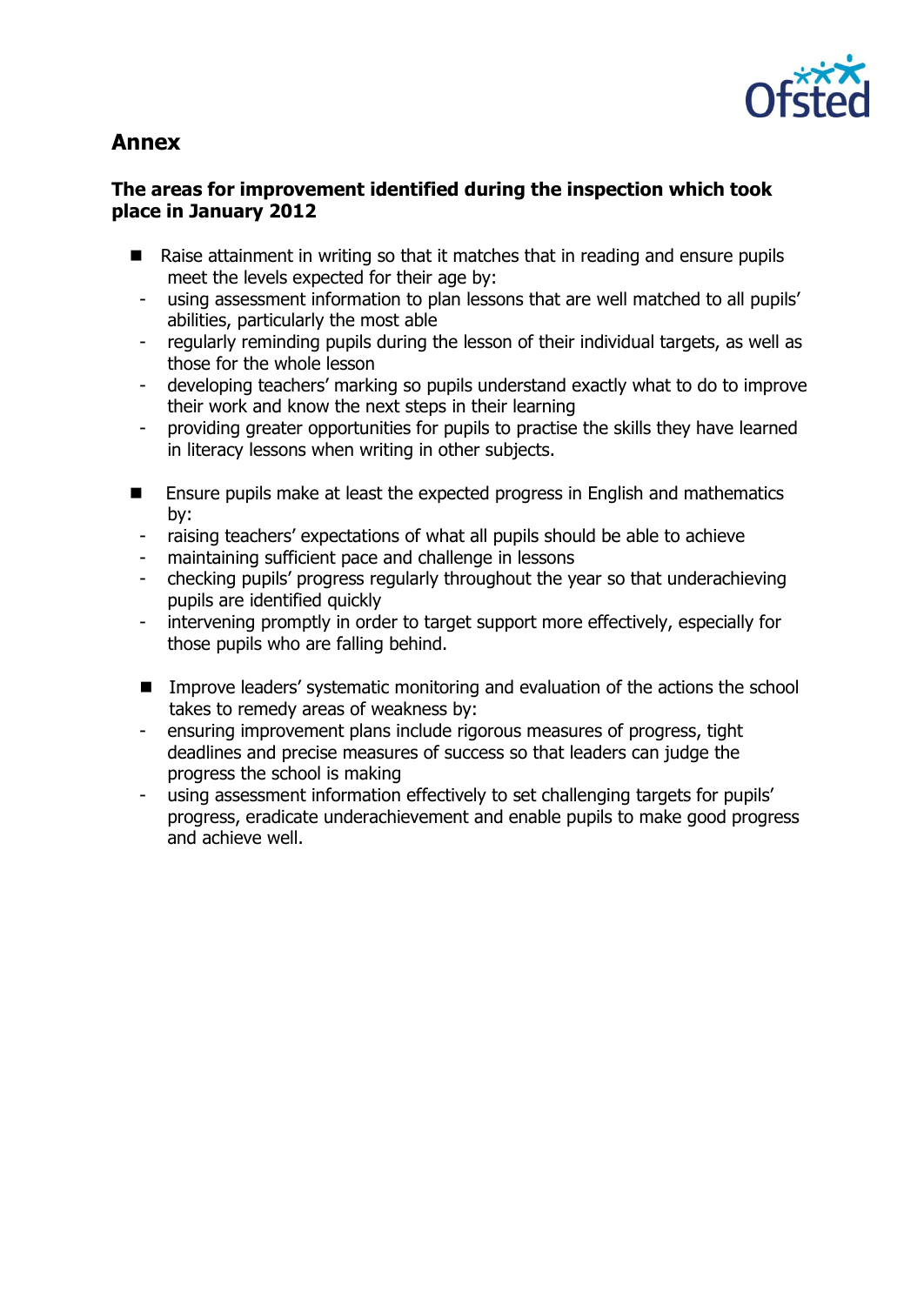## Annex

### The areas for improvement identified during the inspection which took place in January 2012

- Raise attainment in writing so that it matches that in reading and ensure pupils meet the levels expected for their age by:
  - using assessment information to plan lessons that are well matched to all pupils' abilities, particularly the most able
  - regularly reminding pupils during the lesson of their individual targets, as well as those for the whole lesson
  - developing teachers' marking so pupils understand exactly what to do to improve their work and know the next steps in their learning
  - providing greater opportunities for pupils to practise the skills they have learned in literacy lessons when writing in other subjects.

- Ensure pupils make at least the expected progress in English and mathematics by:
  - raising teachers' expectations of what all pupils should be able to achieve
  - maintaining sufficient pace and challenge in lessons
  - checking pupils' progress regularly throughout the year so that underachieving pupils are identified quickly
  - intervening promptly in order to target support more effectively, especially for those pupils who are falling behind.

- Improve leaders' systematic monitoring and evaluation of the actions the school takes to remedy areas of weakness by:
  - ensuring improvement plans include rigorous measures of progress, tight deadlines and precise measures of success so that leaders can judge the progress the school is making
  - using assessment information effectively to set challenging targets for pupils' progress, eradicate underachievement and enable pupils to make good progress and achieve well.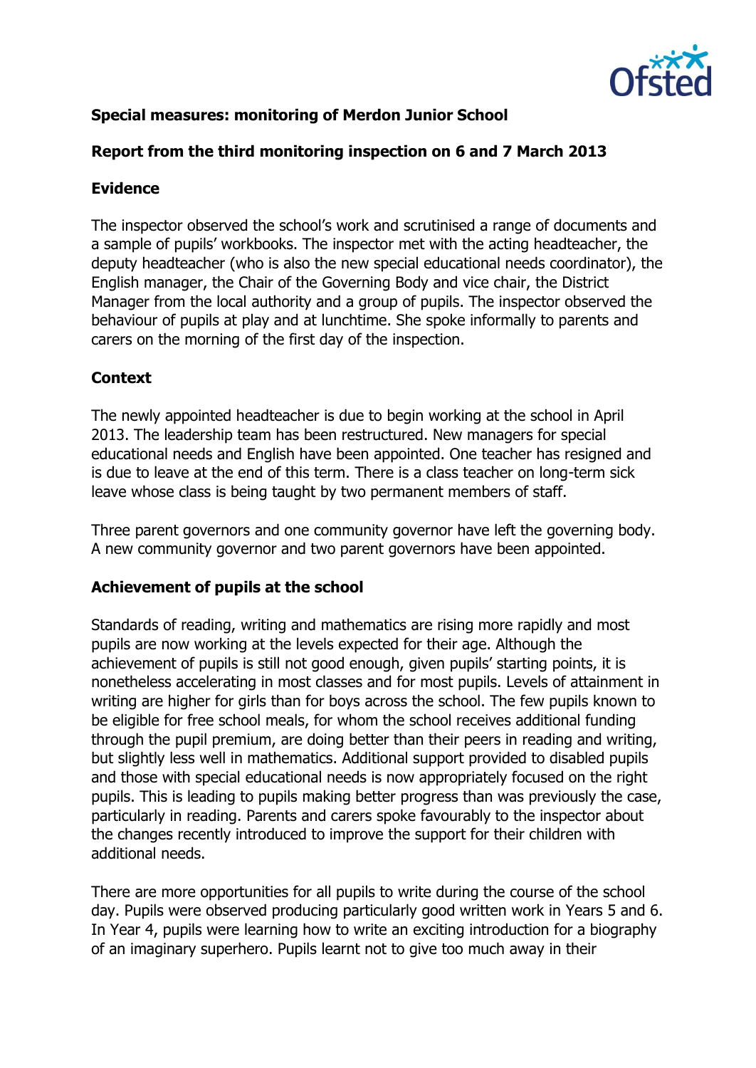**Special measures: monitoring of Merdon Junior School**

**Report from the third monitoring inspection on 6 and 7 March 2013**

## Evidence

The inspector observed the school's work and scrutinised a range of documents and a sample of pupils' workbooks. The inspector met with the acting headteacher, the deputy headteacher (who is also the new special educational needs coordinator), the English manager, the Chair of the Governing Body and vice chair, the District Manager from the local authority and a group of pupils. The inspector observed the behaviour of pupils at play and at lunchtime. She spoke informally to parents and carers on the morning of the first day of the inspection.

## Context

The newly appointed headteacher is due to begin working at the school in April 2013. The leadership team has been restructured. New managers for special educational needs and English have been appointed. One teacher has resigned and is due to leave at the end of this term. There is a class teacher on long-term sick leave whose class is being taught by two permanent members of staff.

Three parent governors and one community governor have left the governing body. A new community governor and two parent governors have been appointed.

## Achievement of pupils at the school

Standards of reading, writing and mathematics are rising more rapidly and most pupils are now working at the levels expected for their age. Although the achievement of pupils is still not good enough, given pupils' starting points, it is nonetheless accelerating in most classes and for most pupils. Levels of attainment in writing are higher for girls than for boys across the school. The few pupils known to be eligible for free school meals, for whom the school receives additional funding through the pupil premium, are doing better than their peers in reading and writing, but slightly less well in mathematics. Additional support provided to disabled pupils and those with special educational needs is now appropriately focused on the right pupils. This is leading to pupils making better progress than was previously the case, particularly in reading. Parents and carers spoke favourably to the inspector about the changes recently introduced to improve the support for their children with additional needs.

There are more opportunities for all pupils to write during the course of the school day. Pupils were observed producing particularly good written work in Years 5 and 6. In Year 4, pupils were learning how to write an exciting introduction for a biography of an imaginary superhero. Pupils learnt not to give too much away in their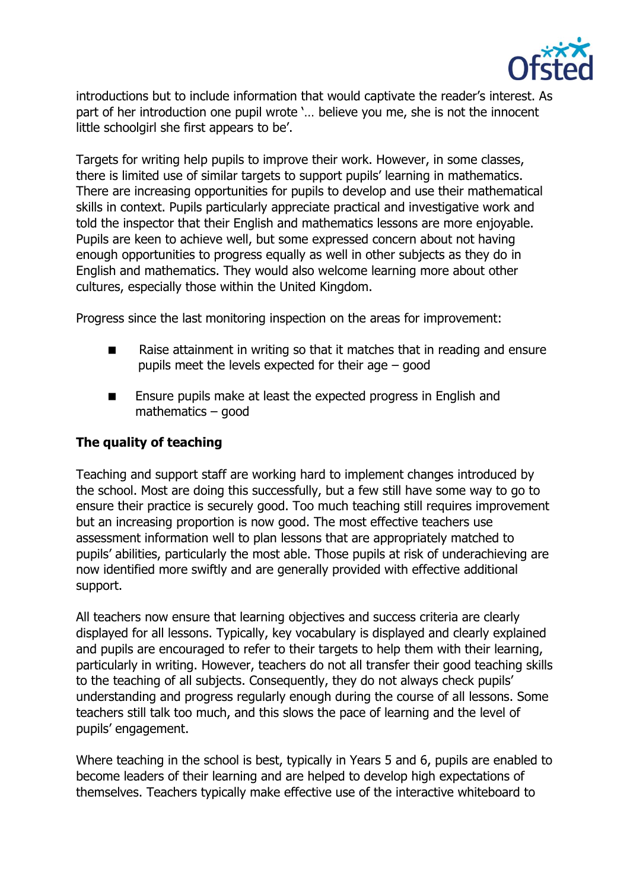introductions but to include information that would captivate the reader's interest. As part of her introduction one pupil wrote '… believe you me, she is not the innocent little schoolgirl she first appears to be'.

Targets for writing help pupils to improve their work. However, in some classes, there is limited use of similar targets to support pupils' learning in mathematics. There are increasing opportunities for pupils to develop and use their mathematical skills in context. Pupils particularly appreciate practical and investigative work and told the inspector that their English and mathematics lessons are more enjoyable. Pupils are keen to achieve well, but some expressed concern about not having enough opportunities to progress equally as well in other subjects as they do in English and mathematics. They would also welcome learning more about other cultures, especially those within the United Kingdom.

Progress since the last monitoring inspection on the areas for improvement:

- Raise attainment in writing so that it matches that in reading and ensure pupils meet the levels expected for their age – good
- Ensure pupils make at least the expected progress in English and mathematics – good

**The quality of teaching**

Teaching and support staff are working hard to implement changes introduced by the school. Most are doing this successfully, but a few still have some way to go to ensure their practice is securely good. Too much teaching still requires improvement but an increasing proportion is now good. The most effective teachers use assessment information well to plan lessons that are appropriately matched to pupils' abilities, particularly the most able. Those pupils at risk of underachieving are now identified more swiftly and are generally provided with effective additional support.

All teachers now ensure that learning objectives and success criteria are clearly displayed for all lessons. Typically, key vocabulary is displayed and clearly explained and pupils are encouraged to refer to their targets to help them with their learning, particularly in writing. However, teachers do not all transfer their good teaching skills to the teaching of all subjects. Consequently, they do not always check pupils' understanding and progress regularly enough during the course of all lessons. Some teachers still talk too much, and this slows the pace of learning and the level of pupils' engagement.

Where teaching in the school is best, typically in Years 5 and 6, pupils are enabled to become leaders of their learning and are helped to develop high expectations of themselves. Teachers typically make effective use of the interactive whiteboard to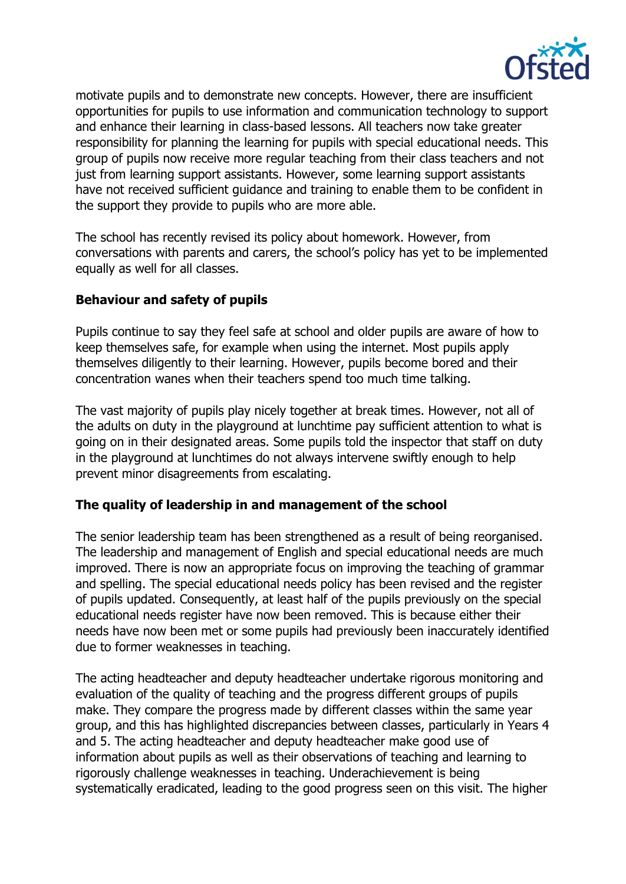motivate pupils and to demonstrate new concepts. However, there are insufficient opportunities for pupils to use information and communication technology to support and enhance their learning in class-based lessons. All teachers now take greater responsibility for planning the learning for pupils with special educational needs. This group of pupils now receive more regular teaching from their class teachers and not just from learning support assistants. However, some learning support assistants have not received sufficient guidance and training to enable them to be confident in the support they provide to pupils who are more able.

The school has recently revised its policy about homework. However, from conversations with parents and carers, the school's policy has yet to be implemented equally as well for all classes.

**Behaviour and safety of pupils**

Pupils continue to say they feel safe at school and older pupils are aware of how to keep themselves safe, for example when using the internet. Most pupils apply themselves diligently to their learning. However, pupils become bored and their concentration wanes when their teachers spend too much time talking.

The vast majority of pupils play nicely together at break times. However, not all of the adults on duty in the playground at lunchtime pay sufficient attention to what is going on in their designated areas. Some pupils told the inspector that staff on duty in the playground at lunchtimes do not always intervene swiftly enough to help prevent minor disagreements from escalating.

**The quality of leadership in and management of the school**

The senior leadership team has been strengthened as a result of being reorganised. The leadership and management of English and special educational needs are much improved. There is now an appropriate focus on improving the teaching of grammar and spelling. The special educational needs policy has been revised and the register of pupils updated. Consequently, at least half of the pupils previously on the special educational needs register have now been removed. This is because either their needs have now been met or some pupils had previously been inaccurately identified due to former weaknesses in teaching.

The acting headteacher and deputy headteacher undertake rigorous monitoring and evaluation of the quality of teaching and the progress different groups of pupils make. They compare the progress made by different classes within the same year group, and this has highlighted discrepancies between classes, particularly in Years 4 and 5. The acting headteacher and deputy headteacher make good use of information about pupils as well as their observations of teaching and learning to rigorously challenge weaknesses in teaching. Underachievement is being systematically eradicated, leading to the good progress seen on this visit. The higher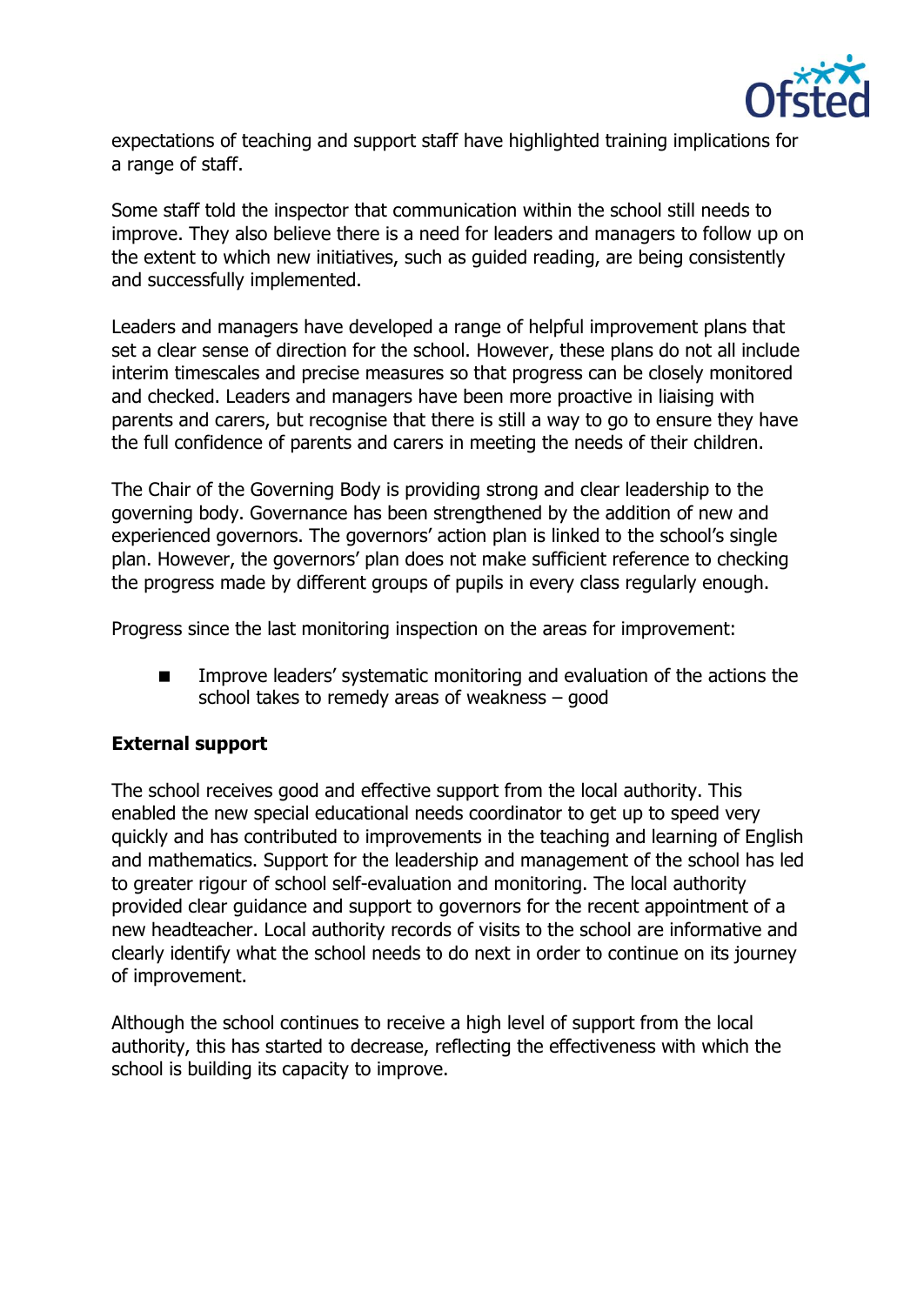expectations of teaching and support staff have highlighted training implications for a range of staff.

Some staff told the inspector that communication within the school still needs to improve. They also believe there is a need for leaders and managers to follow up on the extent to which new initiatives, such as guided reading, are being consistently and successfully implemented.

Leaders and managers have developed a range of helpful improvement plans that set a clear sense of direction for the school. However, these plans do not all include interim timescales and precise measures so that progress can be closely monitored and checked. Leaders and managers have been more proactive in liaising with parents and carers, but recognise that there is still a way to go to ensure they have the full confidence of parents and carers in meeting the needs of their children.

The Chair of the Governing Body is providing strong and clear leadership to the governing body. Governance has been strengthened by the addition of new and experienced governors. The governors' action plan is linked to the school's single plan. However, the governors' plan does not make sufficient reference to checking the progress made by different groups of pupils in every class regularly enough.

Progress since the last monitoring inspection on the areas for improvement:

- Improve leaders' systematic monitoring and evaluation of the actions the school takes to remedy areas of weakness – good

**External support**

The school receives good and effective support from the local authority. This enabled the new special educational needs coordinator to get up to speed very quickly and has contributed to improvements in the teaching and learning of English and mathematics. Support for the leadership and management of the school has led to greater rigour of school self-evaluation and monitoring. The local authority provided clear guidance and support to governors for the recent appointment of a new headteacher. Local authority records of visits to the school are informative and clearly identify what the school needs to do next in order to continue on its journey of improvement.

Although the school continues to receive a high level of support from the local authority, this has started to decrease, reflecting the effectiveness with which the school is building its capacity to improve.